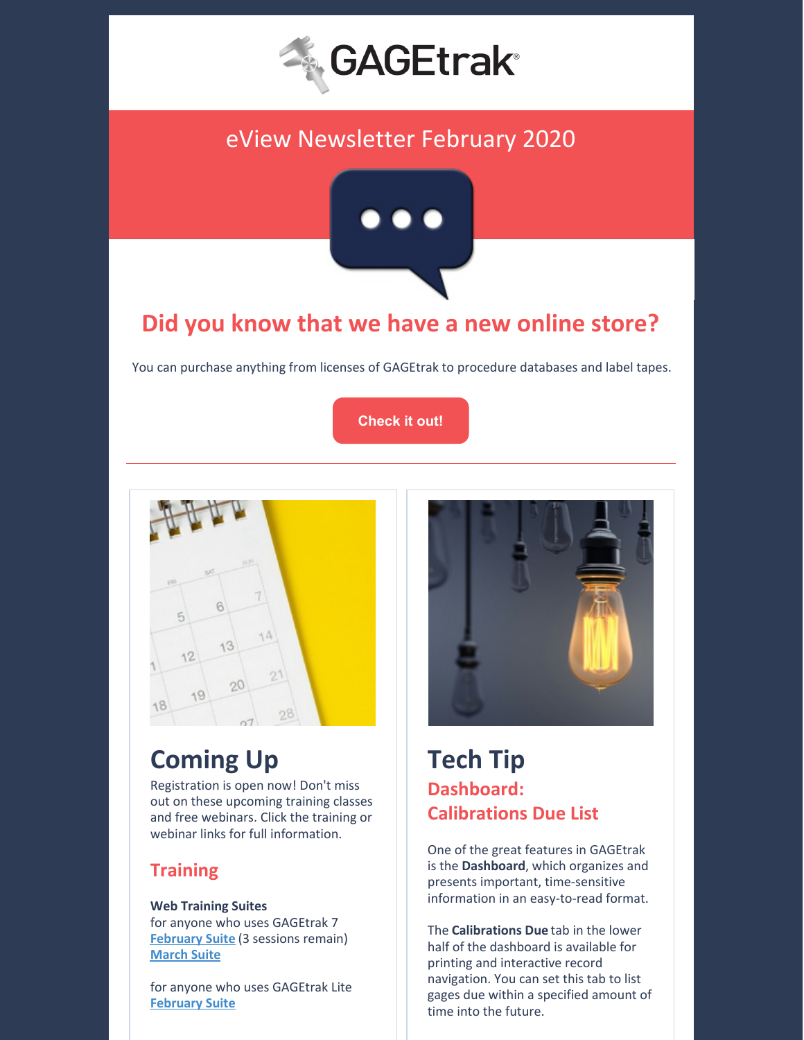GAGEtrak®

# eView Newsletter February 2020

## Did you know that we have a new online store?

You can purchase anything from licenses of GAGEtrak to procedure databases and label tapes.

Check it out!

---

## Coming Up

Registration is open now! Don't miss out on these upcoming training classes and free webinars. Click the training or webinar links for full information.

### Training

**Web Training Suites**
for anyone who uses GAGEtrak 7
February Suite (3 sessions remain)
March Suite

for anyone who uses GAGEtrak Lite
February Suite

## Tech Tip

### Dashboard: Calibrations Due List

One of the great features in GAGEtrak is the **Dashboard**, which organizes and presents important, time-sensitive information in an easy-to-read format.

The **Calibrations Due** tab in the lower half of the dashboard is available for printing and interactive record navigation. You can set this tab to list gages due within a specified amount of time into the future.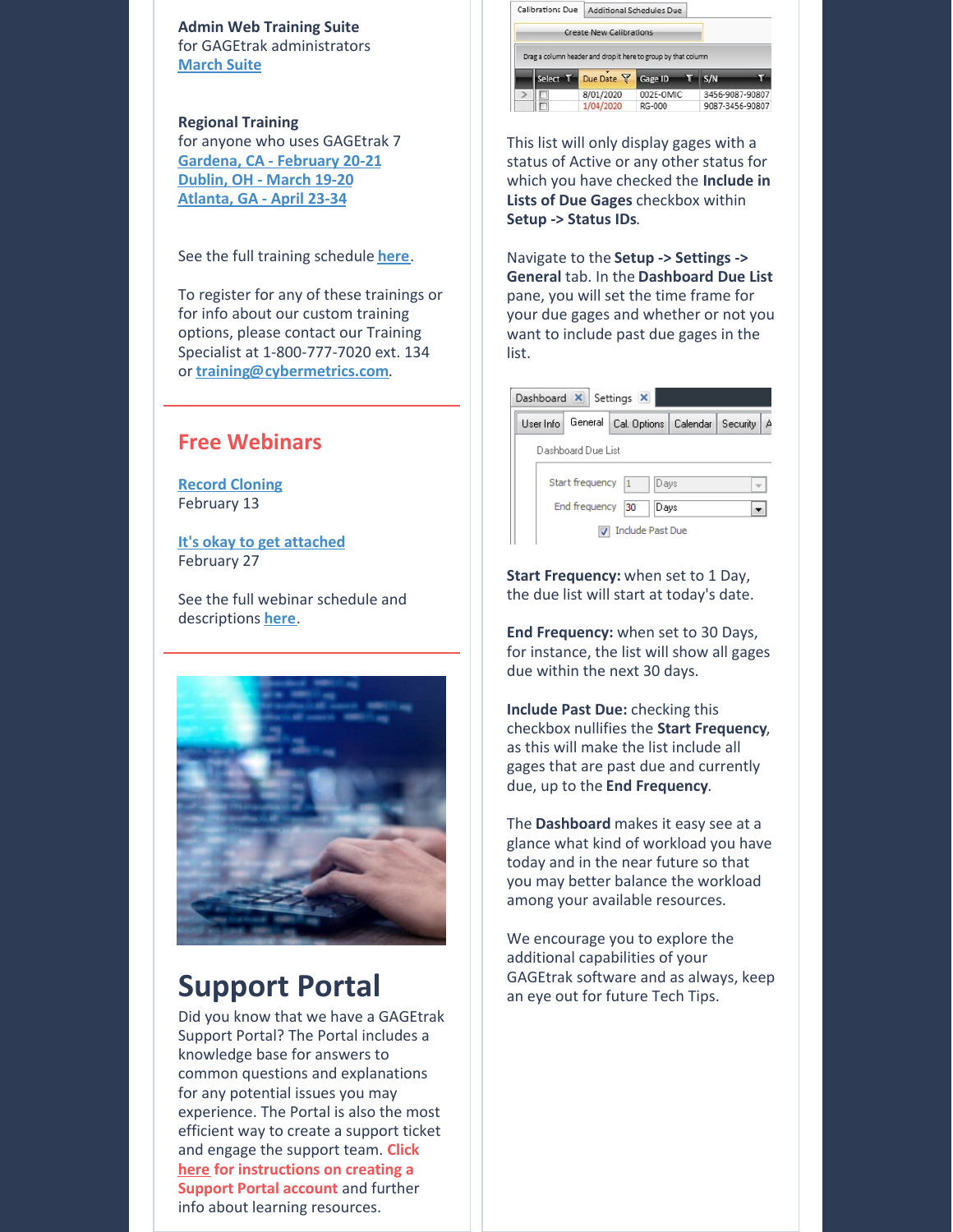**Admin Web Training Suite**
for GAGEtrak administrators
[March Suite]

**Regional Training**
for anyone who uses GAGEtrak 7
**Gardena, CA - February 20-21**
**Dublin, OH - March 19-20**
**Atlanta, GA - April 23-34**

See the full training schedule **here**.

To register for any of these trainings or for info about our custom training options, please contact our Training Specialist at 1-800-777-7020 ext. 134 or **training@cybermetrics.com**.

## Free Webinars

**Record Cloning**
February 13

**It's okay to get attached**
February 27

See the full webinar schedule and descriptions **here**.

# Support Portal

Did you know that we have a GAGEtrak Support Portal? The Portal includes a knowledge base for answers to common questions and explanations for any potential issues you may experience. The Portal is also the most efficient way to create a support ticket and engage the support team. **Click here for instructions on creating a Support Portal account** and further info about learning resources.

This list will only display gages with a status of Active or any other status for which you have checked the **Include in Lists of Due Gages** checkbox within **Setup -> Status IDs**.

Navigate to the **Setup -> Settings -> General** tab. In the **Dashboard Due List** pane, you will set the time frame for your due gages and whether or not you want to include past due gages in the list.

**Start Frequency:** when set to 1 Day, the due list will start at today's date.

**End Frequency:** when set to 30 Days, for instance, the list will show all gages due within the next 30 days.

**Include Past Due:** checking this checkbox nullifies the **Start Frequency**, as this will make the list include all gages that are past due and currently due, up to the **End Frequency**.

The **Dashboard** makes it easy see at a glance what kind of workload you have today and in the near future so that you may better balance the workload among your available resources.

We encourage you to explore the additional capabilities of your GAGEtrak software and as always, keep an eye out for future Tech Tips.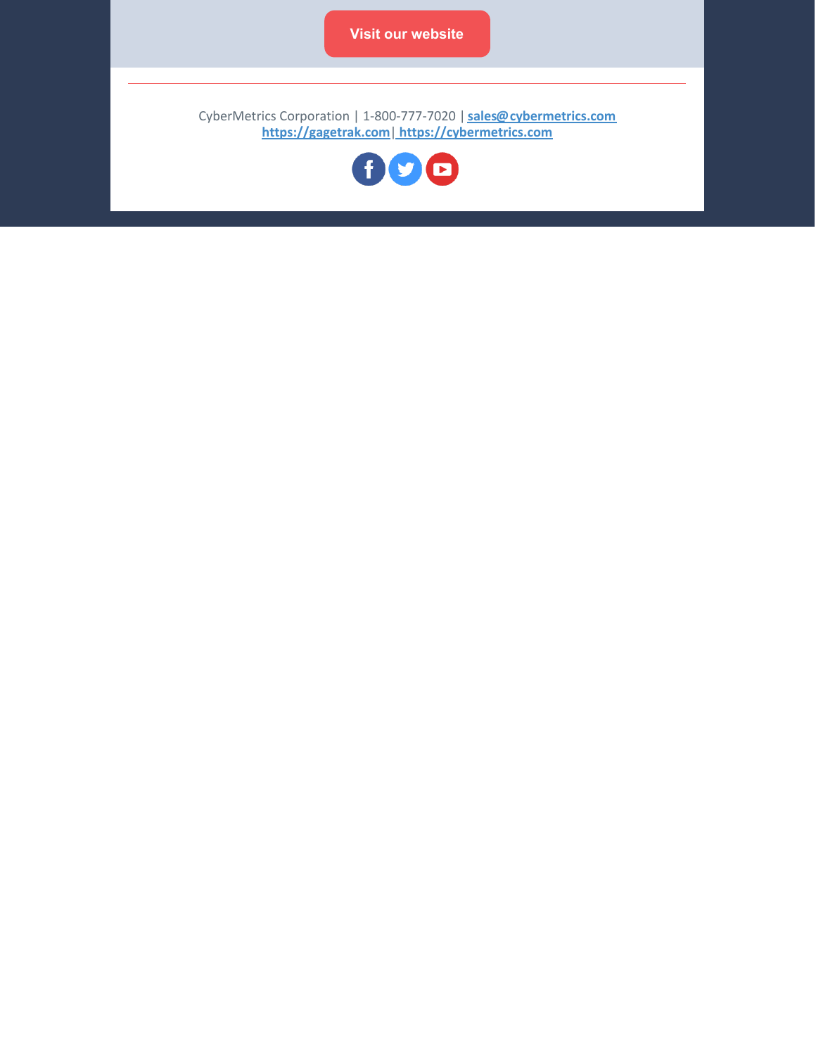Visit our website

---

CyberMetrics Corporation | 1-800-777-7020 | **sales@cybermetrics.com**
**https://gagetrak.com** | **https://cybermetrics.com**